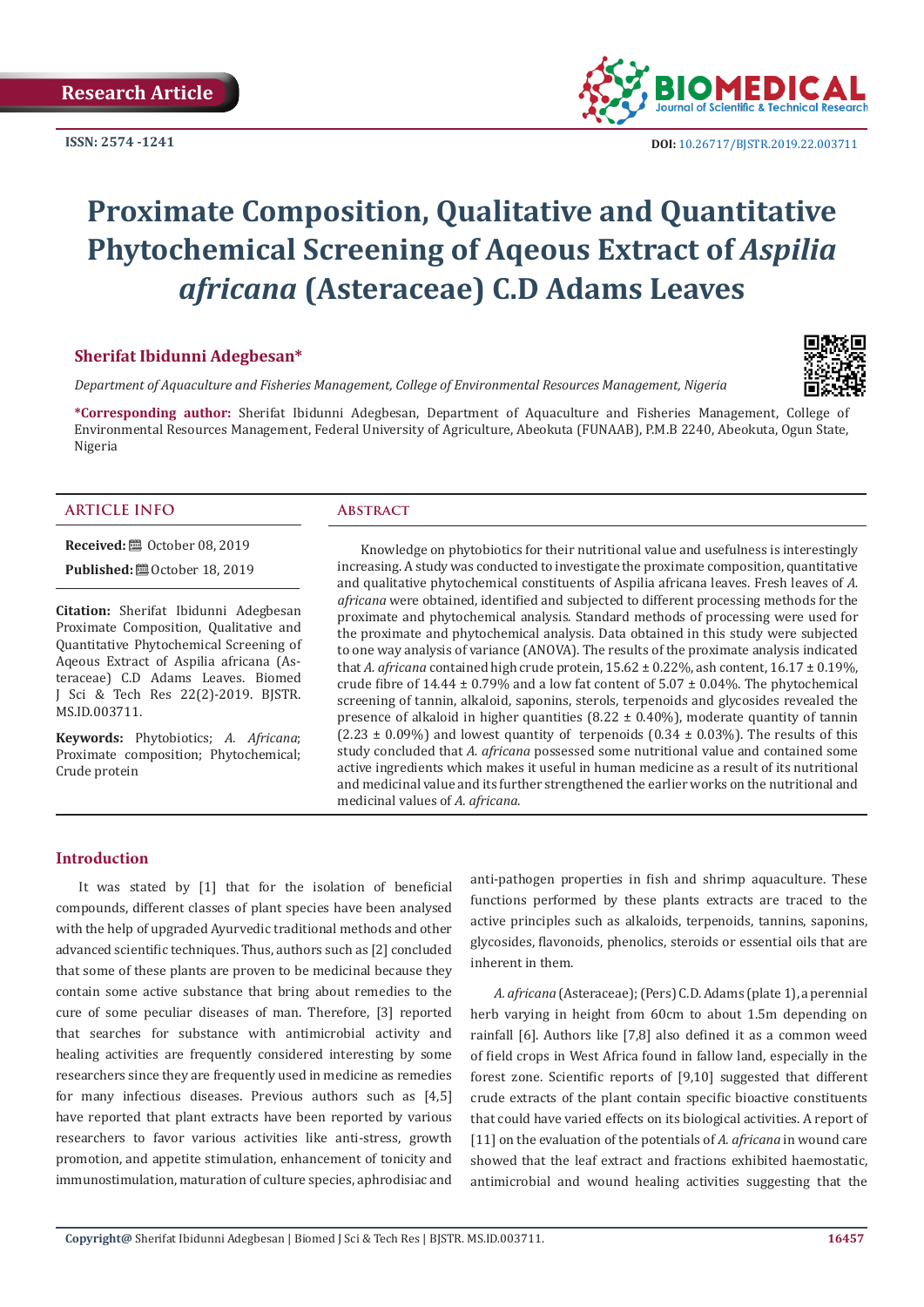Research Article

ISSN: 2574 -1241

DOI: 10.26717/BJSTR.2019.22.003711

# Proximate Composition, Qualitative and Quantitative Phytochemical Screening of Aqeous Extract of *Aspilia africana* (Asteraceae) C.D Adams Leaves

**Sherifat Ibidunni Adegbesan***

*Department of Aquaculture and Fisheries Management, College of Environmental Resources Management, Nigeria*

**\*Corresponding author:** Sherifat Ibidunni Adegbesan, Department of Aquaculture and Fisheries Management, College of Environmental Resources Management, Federal University of Agriculture, Abeokuta (FUNAAB), P.M.B 2240, Abeokuta, Ogun State, Nigeria

## ARTICLE INFO

**Received:** October 08, 2019

**Published:** October 18, 2019

**Citation:** Sherifat Ibidunni Adegbesan Proximate Composition, Qualitative and Quantitative Phytochemical Screening of Aqeous Extract of Aspilia africana (Asteraceae) C.D Adams Leaves. Biomed J Sci & Tech Res 22(2)-2019. BJSTR. MS.ID.003711.

**Keywords:** Phytobiotics; *A. Africana*; Proximate composition; Phytochemical; Crude protein

## Abstract

Knowledge on phytobiotics for their nutritional value and usefulness is interestingly increasing. A study was conducted to investigate the proximate composition, quantitative and qualitative phytochemical constituents of Aspilia africana leaves. Fresh leaves of *A. africana* were obtained, identified and subjected to different processing methods for the proximate and phytochemical analysis. Standard methods of processing were used for the proximate and phytochemical analysis. Data obtained in this study were subjected to one way analysis of variance (ANOVA). The results of the proximate analysis indicated that *A. africana* contained high crude protein, 15.62 ± 0.22%, ash content, 16.17 ± 0.19%, crude fibre of 14.44 ± 0.79% and a low fat content of 5.07 ± 0.04%. The phytochemical screening of tannin, alkaloid, saponins, sterols, terpenoids and glycosides revealed the presence of alkaloid in higher quantities (8.22 ± 0.40%), moderate quantity of tannin (2.23 ± 0.09%) and lowest quantity of terpenoids (0.34 ± 0.03%). The results of this study concluded that *A. africana* possessed some nutritional value and contained some active ingredients which makes it useful in human medicine as a result of its nutritional and medicinal value and its further strengthened the earlier works on the nutritional and medicinal values of *A. africana*.

## Introduction

It was stated by [1] that for the isolation of beneficial compounds, different classes of plant species have been analysed with the help of upgraded Ayurvedic traditional methods and other advanced scientific techniques. Thus, authors such as [2] concluded that some of these plants are proven to be medicinal because they contain some active substance that bring about remedies to the cure of some peculiar diseases of man. Therefore, [3] reported that searches for substance with antimicrobial activity and healing activities are frequently considered interesting by some researchers since they are frequently used in medicine as remedies for many infectious diseases. Previous authors such as [4,5] have reported that plant extracts have been reported by various researchers to favor various activities like anti-stress, growth promotion, and appetite stimulation, enhancement of tonicity and immunostimulation, maturation of culture species, aphrodisiac and anti-pathogen properties in fish and shrimp aquaculture. These functions performed by these plants extracts are traced to the active principles such as alkaloids, terpenoids, tannins, saponins, glycosides, flavonoids, phenolics, steroids or essential oils that are inherent in them.

*A. africana* (Asteraceae); (Pers) C.D. Adams (plate 1), a perennial herb varying in height from 60cm to about 1.5m depending on rainfall [6]. Authors like [7,8] also defined it as a common weed of field crops in West Africa found in fallow land, especially in the forest zone. Scientific reports of [9,10] suggested that different crude extracts of the plant contain specific bioactive constituents that could have varied effects on its biological activities. A report of [11] on the evaluation of the potentials of *A. africana* in wound care showed that the leaf extract and fractions exhibited haemostatic, antimicrobial and wound healing activities suggesting that the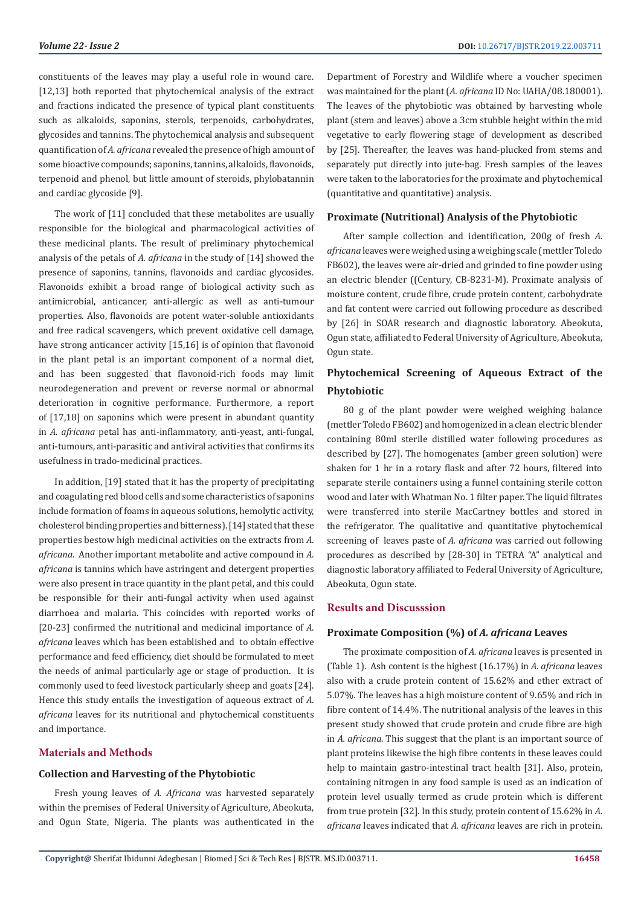constituents of the leaves may play a useful role in wound care. [12,13] both reported that phytochemical analysis of the extract and fractions indicated the presence of typical plant constituents such as alkaloids, saponins, sterols, terpenoids, carbohydrates, glycosides and tannins. The phytochemical analysis and subsequent quantification of *A. africana* revealed the presence of high amount of some bioactive compounds; saponins, tannins, alkaloids, flavonoids, terpenoid and phenol, but little amount of steroids, phylobatannin and cardiac glycoside [9].

The work of [11] concluded that these metabolites are usually responsible for the biological and pharmacological activities of these medicinal plants. The result of preliminary phytochemical analysis of the petals of *A. africana* in the study of [14] showed the presence of saponins, tannins, flavonoids and cardiac glycosides. Flavonoids exhibit a broad range of biological activity such as antimicrobial, anticancer, anti-allergic as well as anti-tumour properties. Also, flavonoids are potent water-soluble antioxidants and free radical scavengers, which prevent oxidative cell damage, have strong anticancer activity [15,16] is of opinion that flavonoid in the plant petal is an important component of a normal diet, and has been suggested that flavonoid-rich foods may limit neurodegeneration and prevent or reverse normal or abnormal deterioration in cognitive performance. Furthermore, a report of [17,18] on saponins which were present in abundant quantity in *A. africana* petal has anti-inflammatory, anti-yeast, anti-fungal, anti-tumours, anti-parasitic and antiviral activities that confirms its usefulness in trado-medicinal practices.

In addition, [19] stated that it has the property of precipitating and coagulating red blood cells and some characteristics of saponins include formation of foams in aqueous solutions, hemolytic activity, cholesterol binding properties and bitterness). [14] stated that these properties bestow high medicinal activities on the extracts from *A. africana*. Another important metabolite and active compound in *A. africana* is tannins which have astringent and detergent properties were also present in trace quantity in the plant petal, and this could be responsible for their anti-fungal activity when used against diarrhoea and malaria. This coincides with reported works of [20-23] confirmed the nutritional and medicinal importance of *A. africana* leaves which has been established and to obtain effective performance and feed efficiency, diet should be formulated to meet the needs of animal particularly age or stage of production. It is commonly used to feed livestock particularly sheep and goats [24]. Hence this study entails the investigation of aqueous extract of *A. africana* leaves for its nutritional and phytochemical constituents and importance.

## Materials and Methods

### Collection and Harvesting of the Phytobiotic

Fresh young leaves of *A. Africana* was harvested separately within the premises of Federal University of Agriculture, Abeokuta, and Ogun State, Nigeria. The plants was authenticated in the Department of Forestry and Wildlife where a voucher specimen was maintained for the plant (*A. africana* ID No: UAHA/08.180001). The leaves of the phytobiotic was obtained by harvesting whole plant (stem and leaves) above a 3cm stubble height within the mid vegetative to early flowering stage of development as described by [25]. Thereafter, the leaves was hand-plucked from stems and separately put directly into jute-bag. Fresh samples of the leaves were taken to the laboratories for the proximate and phytochemical (quantitative and quantitative) analysis.

### Proximate (Nutritional) Analysis of the Phytobiotic

After sample collection and identification, 200g of fresh *A. africana* leaves were weighed using a weighing scale (mettler Toledo FB602), the leaves were air-dried and grinded to fine powder using an electric blender ((Century, CB-8231-M). Proximate analysis of moisture content, crude fibre, crude protein content, carbohydrate and fat content were carried out following procedure as described by [26] in SOAR research and diagnostic laboratory. Abeokuta, Ogun state, affiliated to Federal University of Agriculture, Abeokuta, Ogun state.

### Phytochemical Screening of Aqueous Extract of the Phytobiotic

80 g of the plant powder were weighed weighing balance (mettler Toledo FB602) and homogenized in a clean electric blender containing 80ml sterile distilled water following procedures as described by [27]. The homogenates (amber green solution) were shaken for 1 hr in a rotary flask and after 72 hours, filtered into separate sterile containers using a funnel containing sterile cotton wood and later with Whatman No. 1 filter paper. The liquid filtrates were transferred into sterile MacCartney bottles and stored in the refrigerator. The qualitative and quantitative phytochemical screening of leaves paste of *A. africana* was carried out following procedures as described by [28-30] in TETRA "A" analytical and diagnostic laboratory affiliated to Federal University of Agriculture, Abeokuta, Ogun state.

## Results and Discusssion

### Proximate Composition (%) of *A. africana* Leaves

The proximate composition of *A. africana* leaves is presented in (Table 1). Ash content is the highest (16.17%) in *A. africana* leaves also with a crude protein content of 15.62% and ether extract of 5.07%. The leaves has a high moisture content of 9.65% and rich in fibre content of 14.4%. The nutritional analysis of the leaves in this present study showed that crude protein and crude fibre are high in *A. africana*. This suggest that the plant is an important source of plant proteins likewise the high fibre contents in these leaves could help to maintain gastro-intestinal tract health [31]. Also, protein, containing nitrogen in any food sample is used as an indication of protein level usually termed as crude protein which is different from true protein [32]. In this study, protein content of 15.62% in *A. africana* leaves indicated that *A. africana* leaves are rich in protein.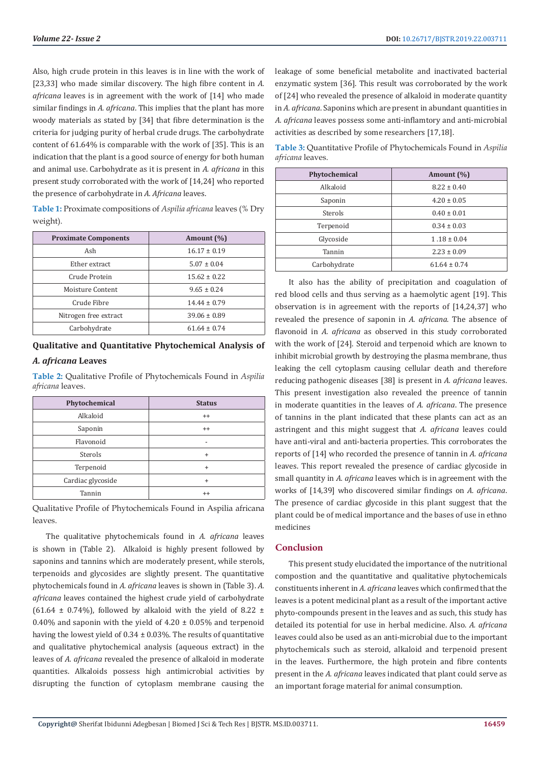Also, high crude protein in this leaves is in line with the work of [23,33] who made similar discovery. The high fibre content in *A. africana* leaves is in agreement with the work of [14] who made similar findings in *A. africana*. This implies that the plant has more woody materials as stated by [34] that fibre determination is the criteria for judging purity of herbal crude drugs. The carbohydrate content of 61.64% is comparable with the work of [35]. This is an indication that the plant is a good source of energy for both human and animal use. Carbohydrate as it is present in *A. africana* in this present study corroborated with the work of [14,24] who reported the presence of carbohydrate in *A. Africana* leaves.

**Table 1:** Proximate compositions of *Aspilia africana* leaves (% Dry weight).

| Proximate Components | Amount (%) |
|---|---|
| Ash | 16.17 ± 0.19 |
| Ether extract | 5.07 ± 0.04 |
| Crude Protein | 15.62 ± 0.22 |
| Moisture Content | 9.65 ± 0.24 |
| Crude Fibre | 14.44 ± 0.79 |
| Nitrogen free extract | 39.06 ± 0.89 |
| Carbohydrate | 61.64 ± 0.74 |

## Qualitative and Quantitative Phytochemical Analysis of *A. africana* Leaves

**Table 2:** Qualitative Profile of Phytochemicals Found in *Aspilia africana* leaves.

| Phytochemical | Status |
|---|---|
| Alkaloid | ++ |
| Saponin | ++ |
| Flavonoid | - |
| Sterols | + |
| Terpenoid | + |
| Cardiac glycoside | + |
| Tannin | ++ |

Qualitative Profile of Phytochemicals Found in Aspilia africana leaves.

The qualitative phytochemicals found in *A. africana* leaves is shown in (Table 2). Alkaloid is highly present followed by saponins and tannins which are moderately present, while sterols, terpenoids and glycosides are slightly present. The quantitative phytochemicals found in *A. africana* leaves is shown in (Table 3). *A. africana* leaves contained the highest crude yield of carbohydrate (61.64 ± 0.74%), followed by alkaloid with the yield of 8.22 ± 0.40% and saponin with the yield of 4.20 ± 0.05% and terpenoid having the lowest yield of 0.34 ± 0.03%. The results of quantitative and qualitative phytochemical analysis (aqueous extract) in the leaves of *A. africana* revealed the presence of alkaloid in moderate quantities. Alkaloids possess high antimicrobial activities by disrupting the function of cytoplasm membrane causing the leakage of some beneficial metabolite and inactivated bacterial enzymatic system [36]. This result was corroborated by the work of [24] who revealed the presence of alkaloid in moderate quantity in *A. africana*. Saponins which are present in abundant quantities in *A. africana* leaves possess some anti-inflamtory and anti-microbial activities as described by some researchers [17,18].

**Table 3:** Quantitative Profile of Phytochemicals Found in *Aspilia africana* leaves.

| Phytochemical | Amount (%) |
|---|---|
| Alkaloid | 8.22 ± 0.40 |
| Saponin | 4.20 ± 0.05 |
| Sterols | 0.40 ± 0.01 |
| Terpenoid | 0.34 ± 0.03 |
| Glycoside | 1 .18 ± 0.04 |
| Tannin | 2.23 ± 0.09 |
| Carbohydrate | 61.64 ± 0.74 |

It also has the ability of precipitation and coagulation of red blood cells and thus serving as a haemolytic agent [19]. This observation is in agreement with the reports of [14,24,37] who revealed the presence of saponin in *A. africana*. The absence of flavonoid in *A. africana* as observed in this study corroborated with the work of [24]. Steroid and terpenoid which are known to inhibit microbial growth by destroying the plasma membrane, thus leaking the cell cytoplasm causing cellular death and therefore reducing pathogenic diseases [38] is present in *A. africana* leaves. This present investigation also revealed the preence of tannin in moderate quantities in the leaves of *A. africana*. The presence of tannins in the plant indicated that these plants can act as an astringent and this might suggest that *A. africana* leaves could have anti-viral and anti-bacteria properties. This corroborates the reports of [14] who recorded the presence of tannin in *A. africana* leaves. This report revealed the presence of cardiac glycoside in small quantity in *A. africana* leaves which is in agreement with the works of [14,39] who discovered similar findings on *A. africana*. The presence of cardiac glycoside in this plant suggest that the plant could be of medical importance and the bases of use in ethno medicines

## Conclusion

This present study elucidated the importance of the nutritional compostion and the quantitative and qualitative phytochemicals constituents inherent in *A. africana* leaves which confirmed that the leaves is a potent medicinal plant as a result of the important active phyto-compounds present in the leaves and as such, this study has detailed its potential for use in herbal medicine. Also. *A. africana* leaves could also be used as an anti-microbial due to the important phytochemicals such as steroid, alkaloid and terpenoid present in the leaves. Furthermore, the high protein and fibre contents present in the *A. africana* leaves indicated that plant could serve as an important forage material for animal consumption.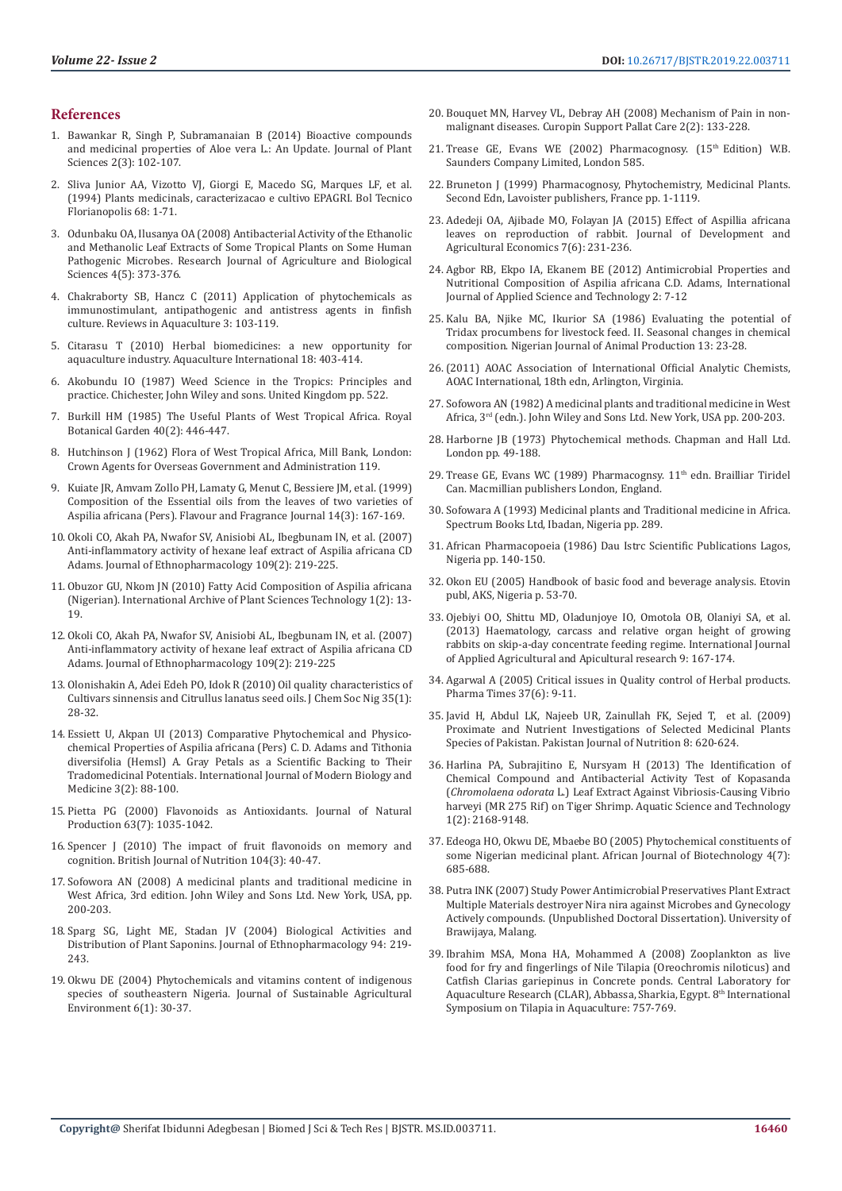## References

1. Bawankar R, Singh P, Subramanaian B (2014) Bioactive compounds and medicinal properties of Aloe vera L.: An Update. Journal of Plant Sciences 2(3): 102-107.
2. Sliva Junior AA, Vizotto VJ, Giorgi E, Macedo SG, Marques LF, et al. (1994) Plants medicinals, caracterizacao e cultivo EPAGRI. Bol Tecnico Florianopolis 68: 1-71.
3. Odunbaku OA, Ilusanya OA (2008) Antibacterial Activity of the Ethanolic and Methanolic Leaf Extracts of Some Tropical Plants on Some Human Pathogenic Microbes. Research Journal of Agriculture and Biological Sciences 4(5): 373-376.
4. Chakraborty SB, Hancz C (2011) Application of phytochemicals as immunostimulant, antipathogenic and antistress agents in finfish culture. Reviews in Aquaculture 3: 103-119.
5. Citarasu T (2010) Herbal biomedicines: a new opportunity for aquaculture industry. Aquaculture International 18: 403-414.
6. Akobundu IO (1987) Weed Science in the Tropics: Principles and practice. Chichester, John Wiley and sons. United Kingdom pp. 522.
7. Burkill HM (1985) The Useful Plants of West Tropical Africa. Royal Botanical Garden 40(2): 446-447.
8. Hutchinson J (1962) Flora of West Tropical Africa, Mill Bank, London: Crown Agents for Overseas Government and Administration 119.
9. Kuiate JR, Amvam Zollo PH, Lamaty G, Menut C, Bessiere JM, et al. (1999) Composition of the Essential oils from the leaves of two varieties of Aspilia africana (Pers). Flavour and Fragrance Journal 14(3): 167-169.
10. Okoli CO, Akah PA, Nwafor SV, Anisiobi AL, Ibegbunam IN, et al. (2007) Anti-inflammatory activity of hexane leaf extract of Aspilia africana CD Adams. Journal of Ethnopharmacology 109(2): 219-225.
11. Obuzor GU, Nkom JN (2010) Fatty Acid Composition of Aspilia africana (Nigerian). International Archive of Plant Sciences Technology 1(2): 13-19.
12. Okoli CO, Akah PA, Nwafor SV, Anisiobi AL, Ibegbunam IN, et al. (2007) Anti-inflammatory activity of hexane leaf extract of Aspilia africana CD Adams. Journal of Ethnopharmacology 109(2): 219-225
13. Olonishakin A, Adei Edeh PO, Idok R (2010) Oil quality characteristics of Cultivars sinnensis and Citrullus lanatus seed oils. J Chem Soc Nig 35(1): 28-32.
14. Essiett U, Akpan UI (2013) Comparative Phytochemical and Physico-chemical Properties of Aspilia africana (Pers) C. D. Adams and Tithonia diversifolia (Hemsl) A. Gray Petals as a Scientific Backing to Their Tradomedicinal Potentials. International Journal of Modern Biology and Medicine 3(2): 88-100.
15. Pietta PG (2000) Flavonoids as Antioxidants. Journal of Natural Production 63(7): 1035-1042.
16. Spencer J (2010) The impact of fruit flavonoids on memory and cognition. British Journal of Nutrition 104(3): 40-47.
17. Sofowora AN (2008) A medicinal plants and traditional medicine in West Africa, 3rd edition. John Wiley and Sons Ltd. New York, USA, pp. 200-203.
18. Sparg SG, Light ME, Stadan JV (2004) Biological Activities and Distribution of Plant Saponins. Journal of Ethnopharmacology 94: 219-243.
19. Okwu DE (2004) Phytochemicals and vitamins content of indigenous species of southeastern Nigeria. Journal of Sustainable Agricultural Environment 6(1): 30-37.
20. Bouquet MN, Harvey VL, Debray AH (2008) Mechanism of Pain in non-malignant diseases. Curopin Support Pallat Care 2(2): 133-228.
21. Trease GE, Evans WE (2002) Pharmacognosy. (15th Edition) W.B. Saunders Company Limited, London 585.
22. Bruneton J (1999) Pharmacognosy, Phytochemistry, Medicinal Plants. Second Edn, Lavoister publishers, France pp. 1-1119.
23. Adedeji OA, Ajibade MO, Folayan JA (2015) Effect of Aspillia africana leaves on reproduction of rabbit. Journal of Development and Agricultural Economics 7(6): 231-236.
24. Agbor RB, Ekpo IA, Ekanem BE (2012) Antimicrobial Properties and Nutritional Composition of Aspilia africana C.D. Adams, International Journal of Applied Science and Technology 2: 7-12
25. Kalu BA, Njike MC, Ikurior SA (1986) Evaluating the potential of Tridax procumbens for livestock feed. II. Seasonal changes in chemical composition. Nigerian Journal of Animal Production 13: 23-28.
26. (2011) AOAC Association of International Official Analytic Chemists, AOAC International, 18th edn, Arlington, Virginia.
27. Sofowora AN (1982) A medicinal plants and traditional medicine in West Africa, 3rd (edn.). John Wiley and Sons Ltd. New York, USA pp. 200-203.
28. Harborne JB (1973) Phytochemical methods. Chapman and Hall Ltd. London pp. 49-188.
29. Trease GE, Evans WC (1989) Pharmacognsy. 11th edn. Brailliar Tiridel Can. Macmillian publishers London, England.
30. Sofowara A (1993) Medicinal plants and Traditional medicine in Africa. Spectrum Books Ltd, Ibadan, Nigeria pp. 289.
31. African Pharmacopoeia (1986) Dau Istrc Scientific Publications Lagos, Nigeria pp. 140-150.
32. Okon EU (2005) Handbook of basic food and beverage analysis. Etovin publ, AKS, Nigeria p. 53-70.
33. Ojebiyi OO, Shittu MD, Oladunjoye IO, Omotola OB, Olaniyi SA, et al. (2013) Haematology, carcass and relative organ height of growing rabbits on skip-a-day concentrate feeding regime. International Journal of Applied Agricultural and Apicultural research 9: 167-174.
34. Agarwal A (2005) Critical issues in Quality control of Herbal products. Pharma Times 37(6): 9-11.
35. Javid H, Abdul LK, Najeeb UR, Zainullah FK, Sejed T, et al. (2009) Proximate and Nutrient Investigations of Selected Medicinal Plants Species of Pakistan. Pakistan Journal of Nutrition 8: 620-624.
36. Harlina PA, Subrajitino E, Nursyam H (2013) The Identification of Chemical Compound and Antibacterial Activity Test of Kopasanda (*Chromolaena odorata* L.) Leaf Extract Against Vibriosis-Causing Vibrio harveyi (MR 275 Rif) on Tiger Shrimp. Aquatic Science and Technology 1(2): 2168-9148.
37. Edeoga HO, Okwu DE, Mbaebe BO (2005) Phytochemical constituents of some Nigerian medicinal plant. African Journal of Biotechnology 4(7): 685-688.
38. Putra INK (2007) Study Power Antimicrobial Preservatives Plant Extract Multiple Materials destroyer Nira nira against Microbes and Gynecology Actively compounds. (Unpublished Doctoral Dissertation). University of Brawijaya, Malang.
39. Ibrahim MSA, Mona HA, Mohammed A (2008) Zooplankton as live food for fry and fingerlings of Nile Tilapia (Oreochromis niloticus) and Catfish Clarias gariepinus in Concrete ponds. Central Laboratory for Aquaculture Research (CLAR), Abbassa, Sharkia, Egypt. 8th International Symposium on Tilapia in Aquaculture: 757-769.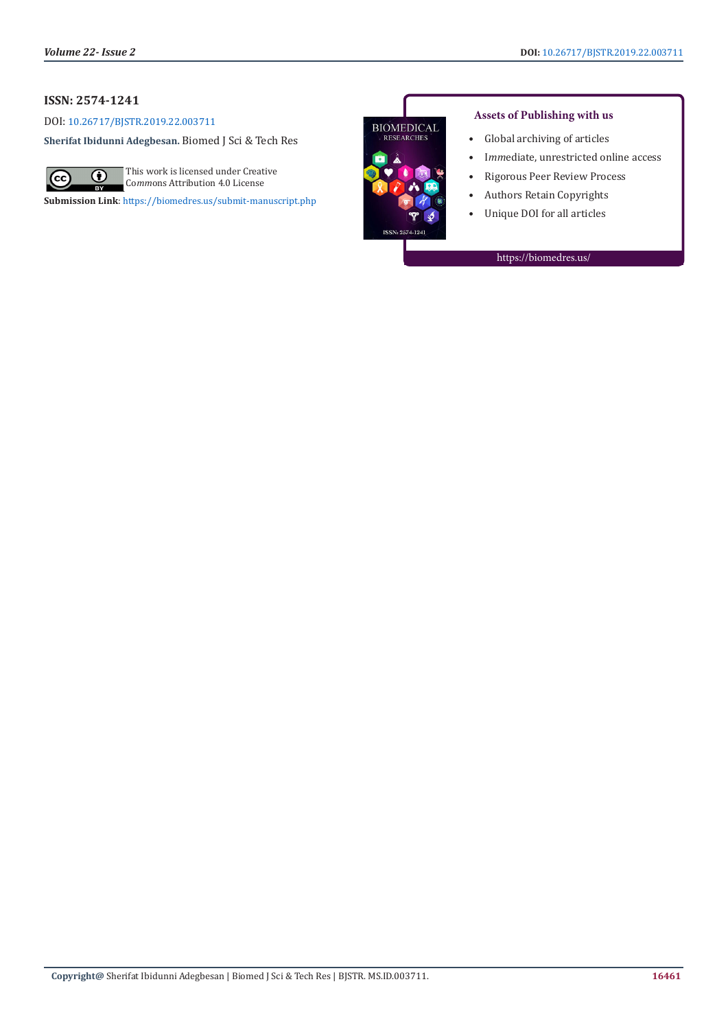**ISSN: 2574-1241**

DOI: 10.26717/BJSTR.2019.22.003711

**Sherifat Ibidunni Adegbesan.** Biomed J Sci & Tech Res

This work is licensed under Creative Commons Attribution 4.0 License

**Submission Link**: https://biomedres.us/submit-manuscript.php

**Assets of Publishing with us**

- Global archiving of articles
- Immediate, unrestricted online access
- Rigorous Peer Review Process
- Authors Retain Copyrights
- Unique DOI for all articles

https://biomedres.us/